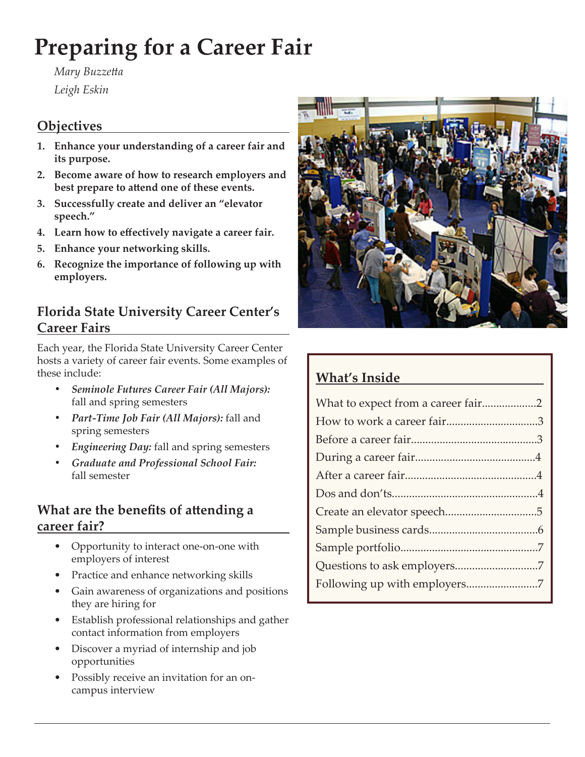# Preparing for a Career Fair

*Mary Buzzetta*

*Leigh Eskin*

## Objectives

1. **Enhance your understanding of a career fair and its purpose.**
2. **Become aware of how to research employers and best prepare to attend one of these events.**
3. **Successfully create and deliver an "elevator speech."**
4. **Learn how to effectively navigate a career fair.**
5. **Enhance your networking skills.**
6. **Recognize the importance of following up with employers.**

## Florida State University Career Center's Career Fairs

Each year, the Florida State University Career Center hosts a variety of career fair events. Some examples of these include:

- ***Seminole Futures Career Fair (All Majors):*** fall and spring semesters
- ***Part-Time Job Fair (All Majors):*** fall and spring semesters
- ***Engineering Day:*** fall and spring semesters
- ***Graduate and Professional School Fair:*** fall semester

## What are the benefits of attending a career fair?

- Opportunity to interact one-on-one with employers of interest
- Practice and enhance networking skills
- Gain awareness of organizations and positions they are hiring for
- Establish professional relationships and gather contact information from employers
- Discover a myriad of internship and job opportunities
- Possibly receive an invitation for an on-campus interview

## What's Inside

What to expect from a career fair...................2
How to work a career fair................................3
Before a career fair............................................3
During a career fair..........................................4
After a career fair..............................................4
Dos and don'ts...................................................4
Create an elevator speech................................5
Sample business cards......................................6
Sample portfolio................................................7
Questions to ask employers.............................7
Following up with employers.........................7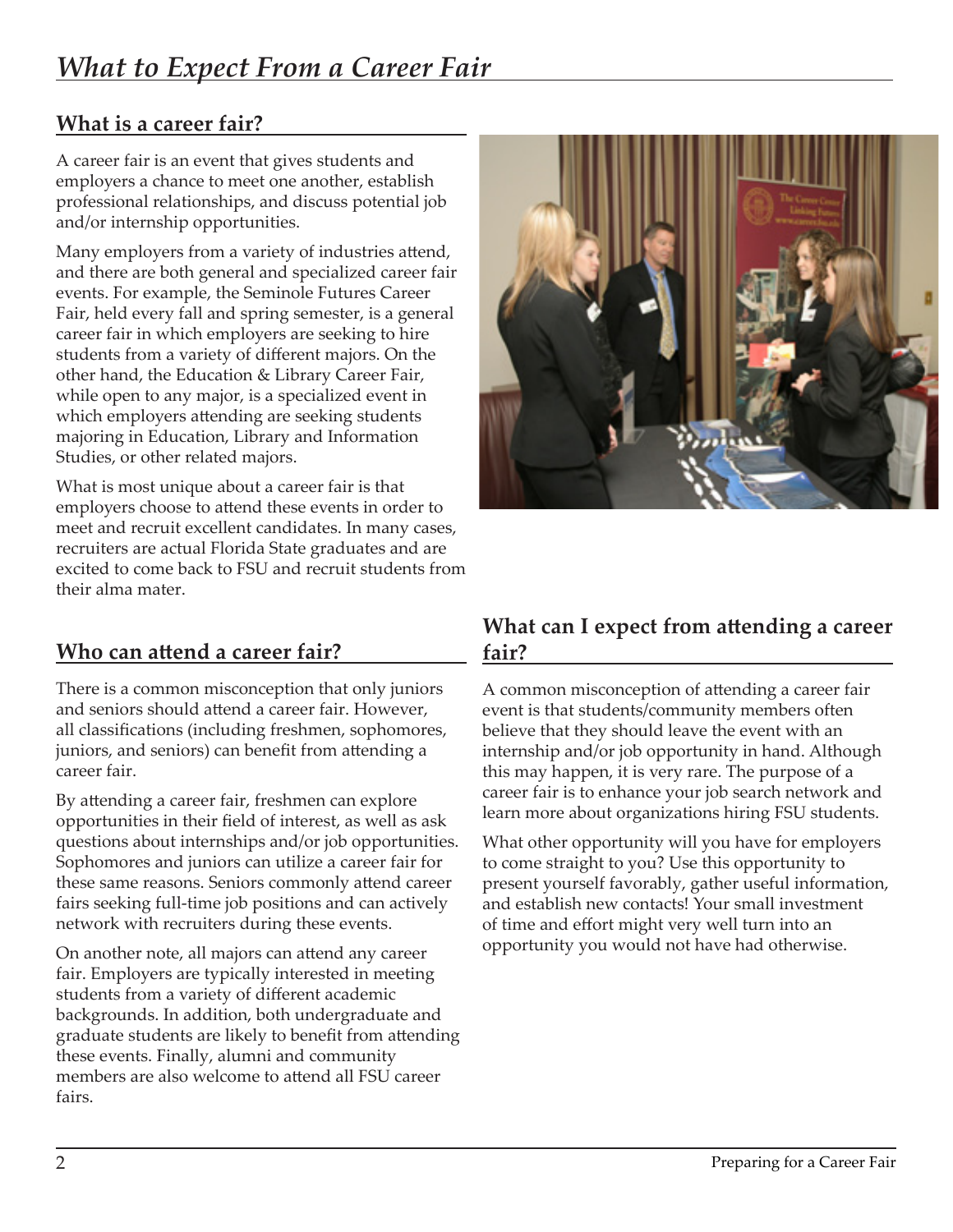# *What to Expect From a Career Fair*

## What is a career fair?

A career fair is an event that gives students and employers a chance to meet one another, establish professional relationships, and discuss potential job and/or internship opportunities.

Many employers from a variety of industries attend, and there are both general and specialized career fair events. For example, the Seminole Futures Career Fair, held every fall and spring semester, is a general career fair in which employers are seeking to hire students from a variety of different majors. On the other hand, the Education & Library Career Fair, while open to any major, is a specialized event in which employers attending are seeking students majoring in Education, Library and Information Studies, or other related majors.

What is most unique about a career fair is that employers choose to attend these events in order to meet and recruit excellent candidates. In many cases, recruiters are actual Florida State graduates and are excited to come back to FSU and recruit students from their alma mater.

## Who can attend a career fair?

There is a common misconception that only juniors and seniors should attend a career fair. However, all classifications (including freshmen, sophomores, juniors, and seniors) can benefit from attending a career fair.

By attending a career fair, freshmen can explore opportunities in their field of interest, as well as ask questions about internships and/or job opportunities. Sophomores and juniors can utilize a career fair for these same reasons. Seniors commonly attend career fairs seeking full-time job positions and can actively network with recruiters during these events.

On another note, all majors can attend any career fair. Employers are typically interested in meeting students from a variety of different academic backgrounds. In addition, both undergraduate and graduate students are likely to benefit from attending these events. Finally, alumni and community members are also welcome to attend all FSU career fairs.

## What can I expect from attending a career fair?

A common misconception of attending a career fair event is that students/community members often believe that they should leave the event with an internship and/or job opportunity in hand. Although this may happen, it is very rare. The purpose of a career fair is to enhance your job search network and learn more about organizations hiring FSU students.

What other opportunity will you have for employers to come straight to you? Use this opportunity to present yourself favorably, gather useful information, and establish new contacts! Your small investment of time and effort might very well turn into an opportunity you would not have had otherwise.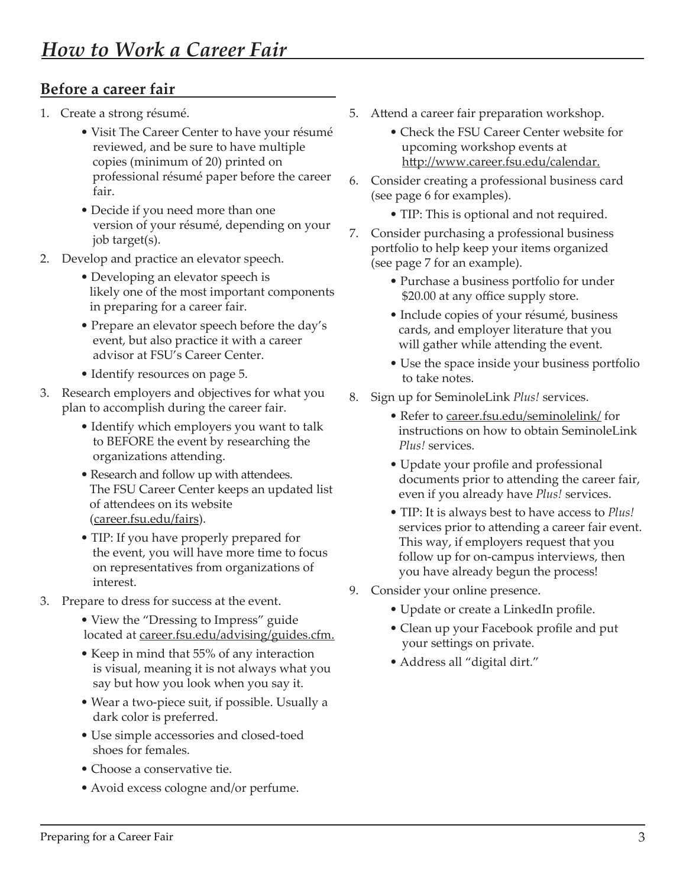# *How to Work a Career Fair*

## Before a career fair

1. Create a strong résumé.
   - Visit The Career Center to have your résumé reviewed, and be sure to have multiple copies (minimum of 20) printed on professional résumé paper before the career fair.
   - Decide if you need more than one version of your résumé, depending on your job target(s).
2. Develop and practice an elevator speech.
   - Developing an elevator speech is likely one of the most important components in preparing for a career fair.
   - Prepare an elevator speech before the day's event, but also practice it with a career advisor at FSU's Career Center.
   - Identify resources on page 5.
3. Research employers and objectives for what you plan to accomplish during the career fair.
   - Identify which employers you want to talk to BEFORE the event by researching the organizations attending.
   - Research and follow up with attendees. The FSU Career Center keeps an updated list of attendees on its website (career.fsu.edu/fairs).
   - TIP: If you have properly prepared for the event, you will have more time to focus on representatives from organizations of interest.
3. Prepare to dress for success at the event.
   - View the "Dressing to Impress" guide located at career.fsu.edu/advising/guides.cfm.
   - Keep in mind that 55% of any interaction is visual, meaning it is not always what you say but how you look when you say it.
   - Wear a two-piece suit, if possible. Usually a dark color is preferred.
   - Use simple accessories and closed-toed shoes for females.
   - Choose a conservative tie.
   - Avoid excess cologne and/or perfume.
5. Attend a career fair preparation workshop.
   - Check the FSU Career Center website for upcoming workshop events at http://www.career.fsu.edu/calendar.
6. Consider creating a professional business card (see page 6 for examples).
   - TIP: This is optional and not required.
7. Consider purchasing a professional business portfolio to help keep your items organized (see page 7 for an example).
   - Purchase a business portfolio for under $20.00 at any office supply store.
   - Include copies of your résumé, business cards, and employer literature that you will gather while attending the event.
   - Use the space inside your business portfolio to take notes.
8. Sign up for SeminoleLink *Plus!* services.
   - Refer to career.fsu.edu/seminolelink/ for instructions on how to obtain SeminoleLink *Plus!* services.
   - Update your profile and professional documents prior to attending the career fair, even if you already have *Plus!* services.
   - TIP: It is always best to have access to *Plus!* services prior to attending a career fair event. This way, if employers request that you follow up for on-campus interviews, then you have already begun the process!
9. Consider your online presence.
   - Update or create a LinkedIn profile.
   - Clean up your Facebook profile and put your settings on private.
   - Address all "digital dirt."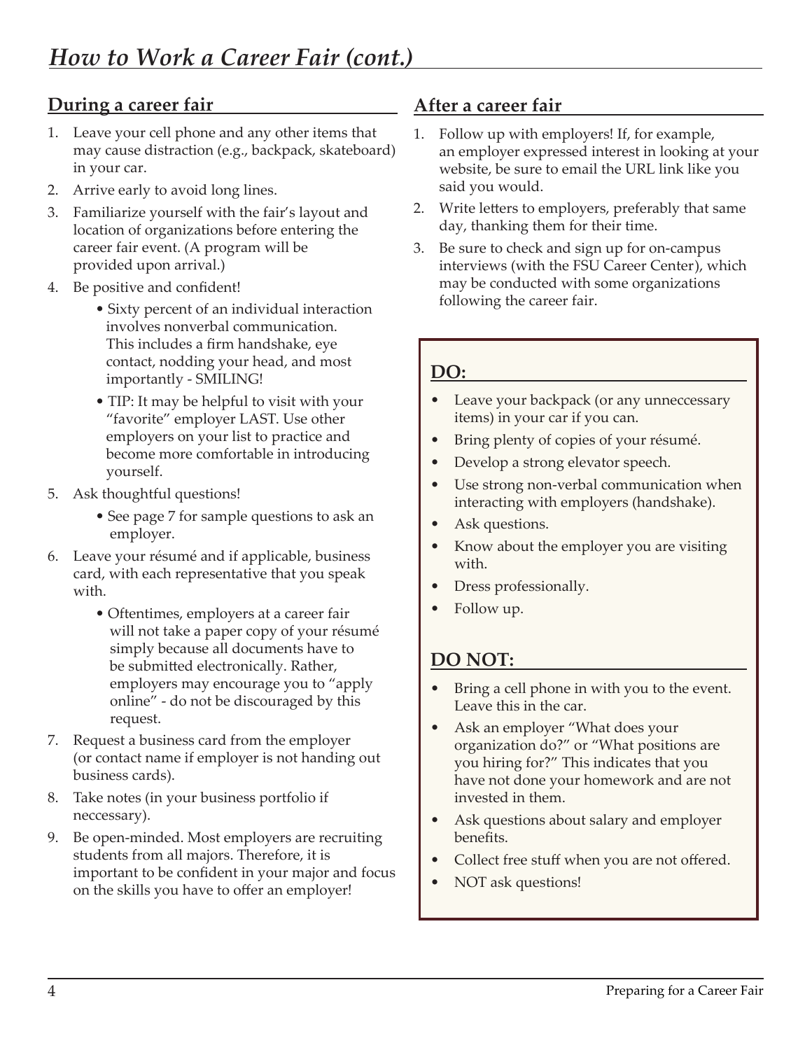# *How to Work a Career Fair (cont.)*

## During a career fair

1. Leave your cell phone and any other items that may cause distraction (e.g., backpack, skateboard) in your car.
2. Arrive early to avoid long lines.
3. Familiarize yourself with the fair's layout and location of organizations before entering the career fair event. (A program will be provided upon arrival.)
4. Be positive and confident!
   - Sixty percent of an individual interaction involves nonverbal communication. This includes a firm handshake, eye contact, nodding your head, and most importantly - SMILING!
   - TIP: It may be helpful to visit with your "favorite" employer LAST. Use other employers on your list to practice and become more comfortable in introducing yourself.
5. Ask thoughtful questions!
   - See page 7 for sample questions to ask an employer.
6. Leave your résumé and if applicable, business card, with each representative that you speak with.
   - Oftentimes, employers at a career fair will not take a paper copy of your résumé simply because all documents have to be submitted electronically. Rather, employers may encourage you to "apply online" - do not be discouraged by this request.
7. Request a business card from the employer (or contact name if employer is not handing out business cards).
8. Take notes (in your business portfolio if neccessary).
9. Be open-minded. Most employers are recruiting students from all majors. Therefore, it is important to be confident in your major and focus on the skills you have to offer an employer!

## After a career fair

1. Follow up with employers! If, for example, an employer expressed interest in looking at your website, be sure to email the URL link like you said you would.
2. Write letters to employers, preferably that same day, thanking them for their time.
3. Be sure to check and sign up for on-campus interviews (with the FSU Career Center), which may be conducted with some organizations following the career fair.

### DO:

- Leave your backpack (or any unneccessary items) in your car if you can.
- Bring plenty of copies of your résumé.
- Develop a strong elevator speech.
- Use strong non-verbal communication when interacting with employers (handshake).
- Ask questions.
- Know about the employer you are visiting with.
- Dress professionally.
- Follow up.

### DO NOT:

- Bring a cell phone in with you to the event. Leave this in the car.
- Ask an employer "What does your organization do?" or "What positions are you hiring for?" This indicates that you have not done your homework and are not invested in them.
- Ask questions about salary and employer benefits.
- Collect free stuff when you are not offered.
- NOT ask questions!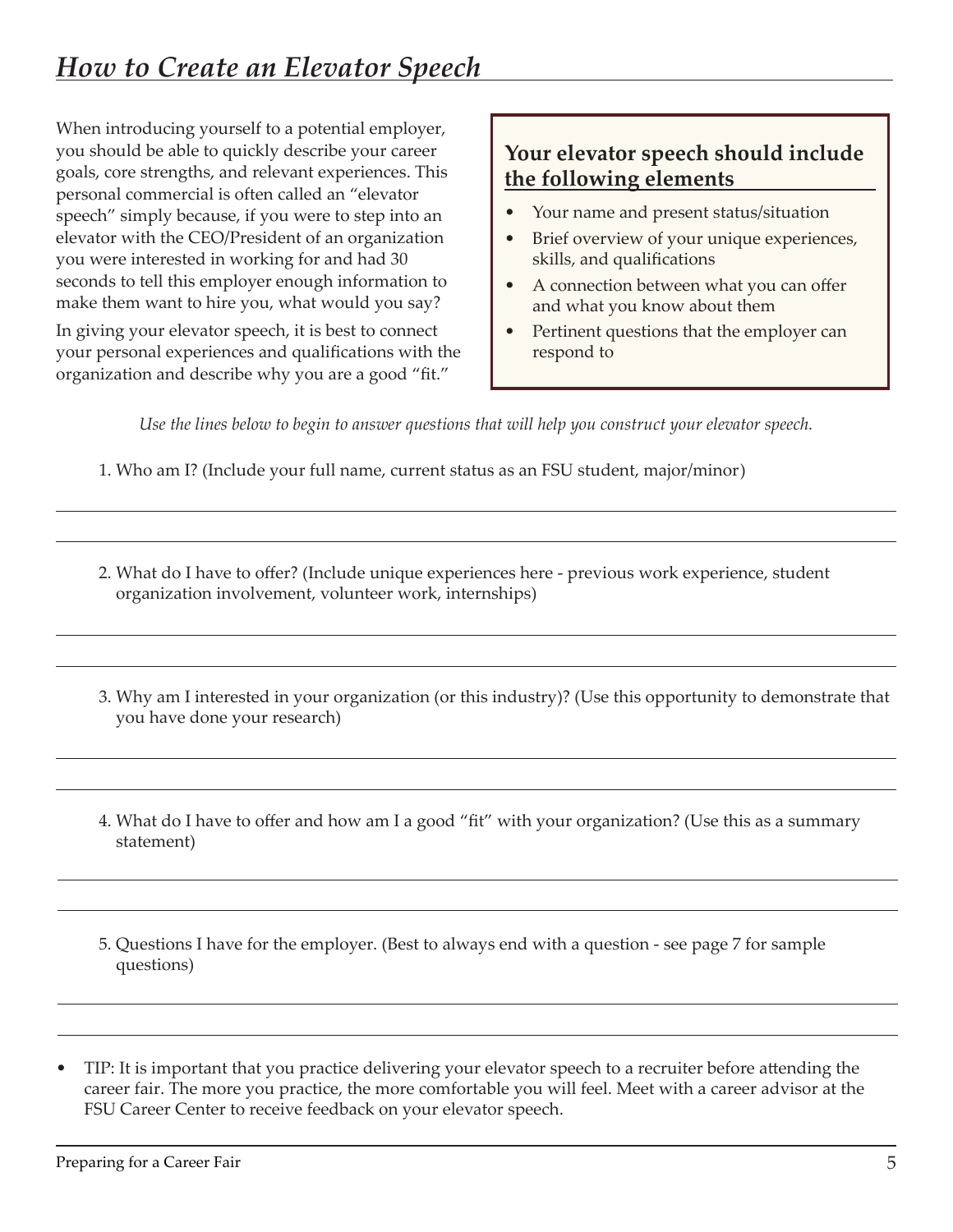# *How to Create an Elevator Speech*

When introducing yourself to a potential employer, you should be able to quickly describe your career goals, core strengths, and relevant experiences. This personal commercial is often called an "elevator speech" simply because, if you were to step into an elevator with the CEO/President of an organization you were interested in working for and had 30 seconds to tell this employer enough information to make them want to hire you, what would you say?

In giving your elevator speech, it is best to connect your personal experiences and qualifications with the organization and describe why you are a good "fit."

### Your elevator speech should include the following elements

- Your name and present status/situation
- Brief overview of your unique experiences, skills, and qualifications
- A connection between what you can offer and what you know about them
- Pertinent questions that the employer can respond to

*Use the lines below to begin to answer questions that will help you construct your elevator speech.*

1. Who am I? (Include your full name, current status as an FSU student, major/minor)

2. What do I have to offer? (Include unique experiences here - previous work experience, student organization involvement, volunteer work, internships)

3. Why am I interested in your organization (or this industry)? (Use this opportunity to demonstrate that you have done your research)

4. What do I have to offer and how am I a good "fit" with your organization? (Use this as a summary statement)

5. Questions I have for the employer. (Best to always end with a question - see page 7 for sample questions)

- TIP: It is important that you practice delivering your elevator speech to a recruiter before attending the career fair. The more you practice, the more comfortable you will feel. Meet with a career advisor at the FSU Career Center to receive feedback on your elevator speech.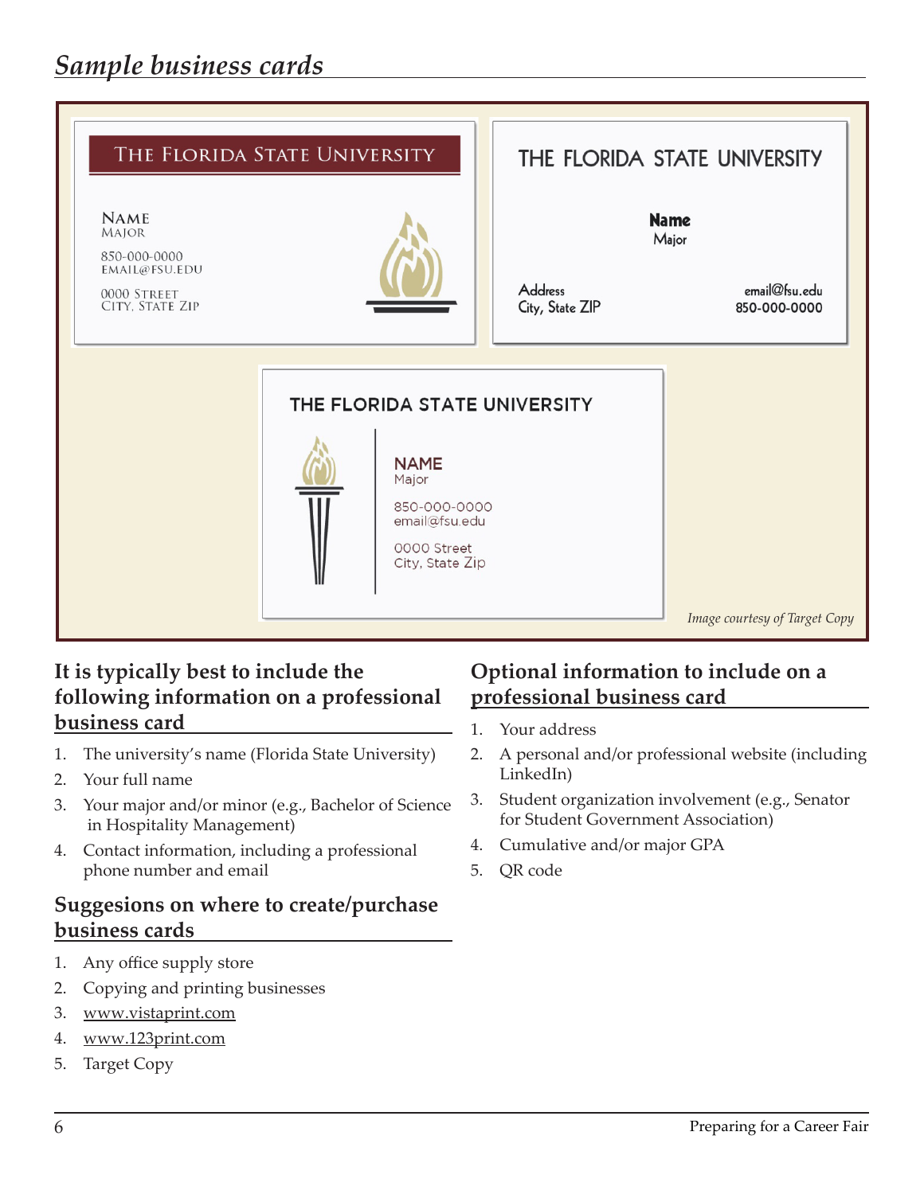## *Sample business cards*

THE FLORIDA STATE UNIVERSITY

NAME
MAJOR

850-000-0000
EMAIL@FSU.EDU

0000 STREET
CITY, STATE ZIP

THE FLORIDA STATE UNIVERSITY

**Name**
Major

Address
City, State ZIP

email@fsu.edu
850-000-0000

THE FLORIDA STATE UNIVERSITY

**NAME**
Major

850-000-0000
email@fsu.edu

0000 Street
City, State Zip

*Image courtesy of Target Copy*

### It is typically best to include the following information on a professional business card

1. The university's name (Florida State University)
2. Your full name
3. Your major and/or minor (e.g., Bachelor of Science in Hospitality Management)
4. Contact information, including a professional phone number and email

### Suggesions on where to create/purchase business cards

1. Any office supply store
2. Copying and printing businesses
3. www.vistaprint.com
4. www.123print.com
5. Target Copy

### Optional information to include on a professional business card

1. Your address
2. A personal and/or professional website (including LinkedIn)
3. Student organization involvement (e.g., Senator for Student Government Association)
4. Cumulative and/or major GPA
5. QR code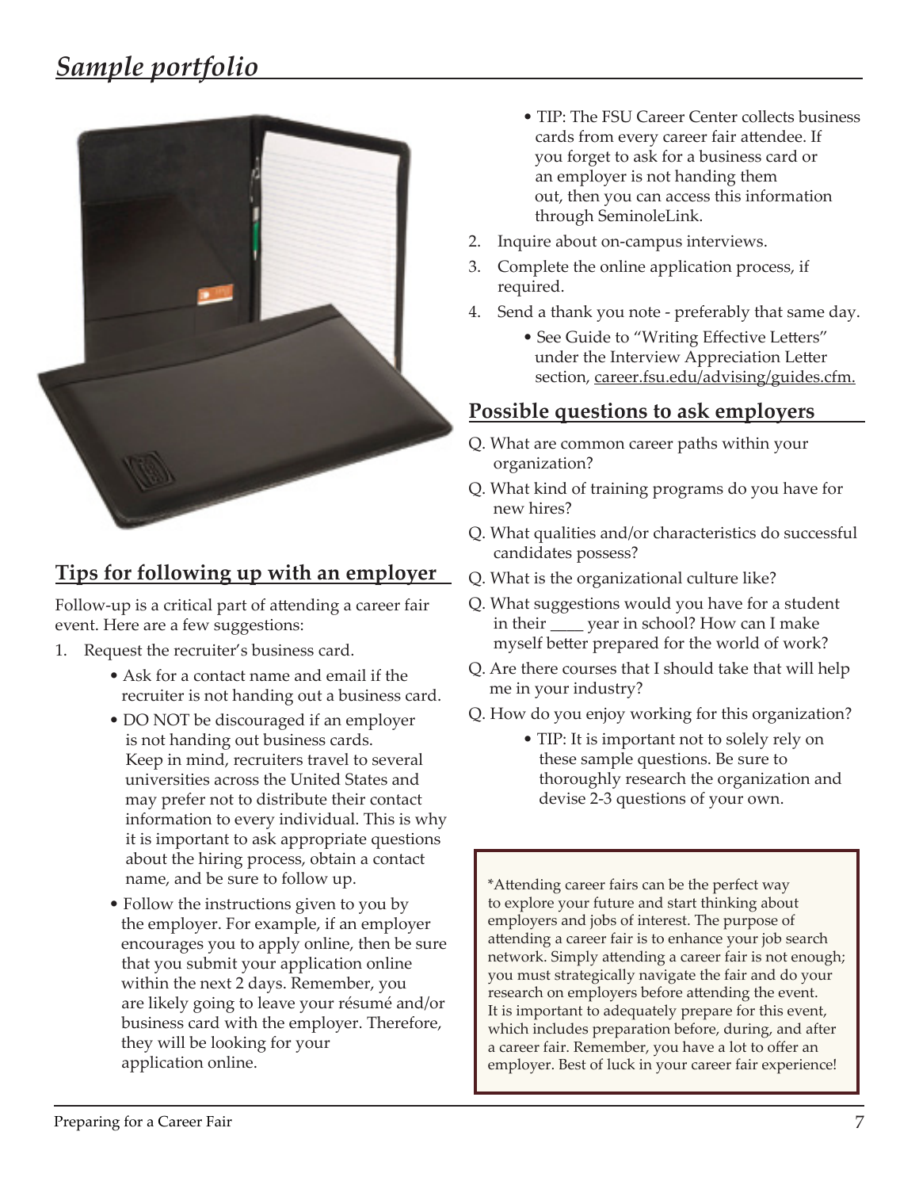## *Sample portfolio*

## Tips for following up with an employer

Follow-up is a critical part of attending a career fair event. Here are a few suggestions:

1. Request the recruiter's business card.
   - Ask for a contact name and email if the recruiter is not handing out a business card.
   - DO NOT be discouraged if an employer is not handing out business cards. Keep in mind, recruiters travel to several universities across the United States and may prefer not to distribute their contact information to every individual. This is why it is important to ask appropriate questions about the hiring process, obtain a contact name, and be sure to follow up.
   - Follow the instructions given to you by the employer. For example, if an employer encourages you to apply online, then be sure that you submit your application online within the next 2 days. Remember, you are likely going to leave your résumé and/or business card with the employer. Therefore, they will be looking for your application online.
   - TIP: The FSU Career Center collects business cards from every career fair attendee. If you forget to ask for a business card or an employer is not handing them out, then you can access this information through SeminoleLink.
2. Inquire about on-campus interviews.
3. Complete the online application process, if required.
4. Send a thank you note - preferably that same day.
   - See Guide to "Writing Effective Letters" under the Interview Appreciation Letter section, career.fsu.edu/advising/guides.cfm.

## Possible questions to ask employers

Q. What are common career paths within your organization?

Q. What kind of training programs do you have for new hires?

Q. What qualities and/or characteristics do successful candidates possess?

Q. What is the organizational culture like?

Q. What suggestions would you have for a student in their ____ year in school? How can I make myself better prepared for the world of work?

Q. Are there courses that I should take that will help me in your industry?

Q. How do you enjoy working for this organization?

- TIP: It is important not to solely rely on these sample questions. Be sure to thoroughly research the organization and devise 2-3 questions of your own.

*Attending career fairs can be the perfect way to explore your future and start thinking about employers and jobs of interest. The purpose of attending a career fair is to enhance your job search network. Simply attending a career fair is not enough; you must strategically navigate the fair and do your research on employers before attending the event. It is important to adequately prepare for this event, which includes preparation before, during, and after a career fair. Remember, you have a lot to offer an employer. Best of luck in your career fair experience!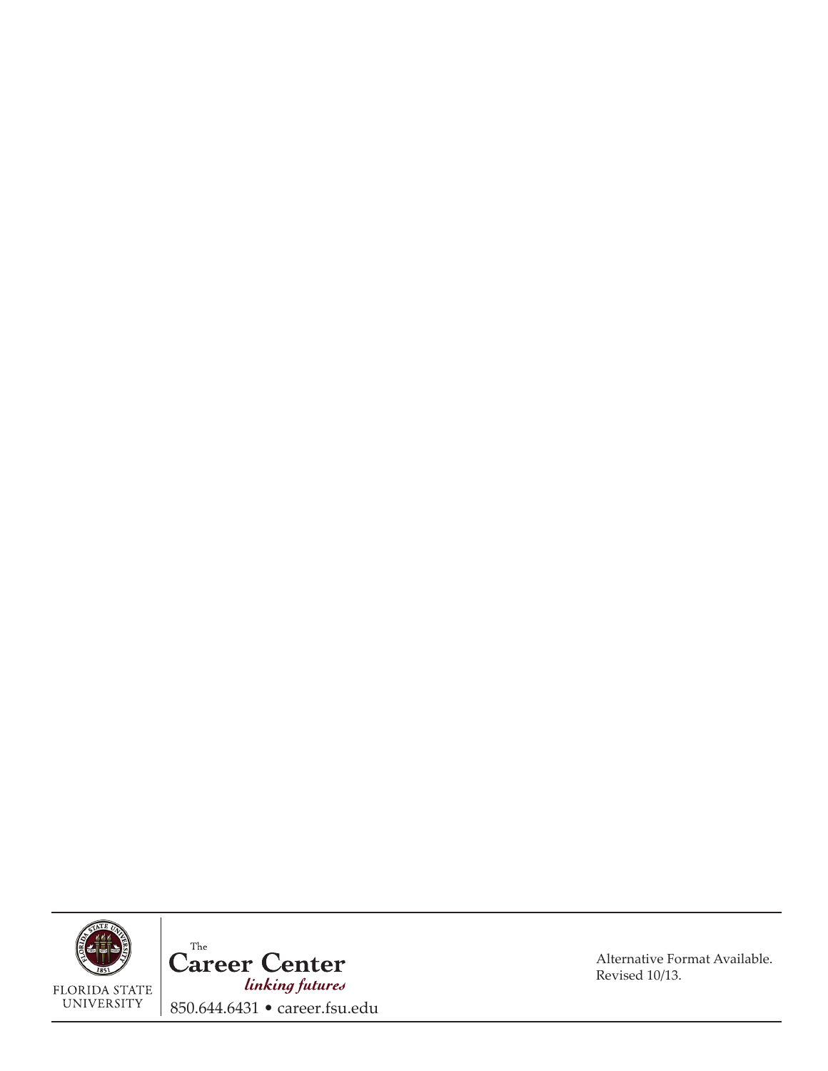FLORIDA STATE UNIVERSITY

The **Career Center**

*linking futures*

850.644.6431 • career.fsu.edu

Alternative Format Available.
Revised 10/13.